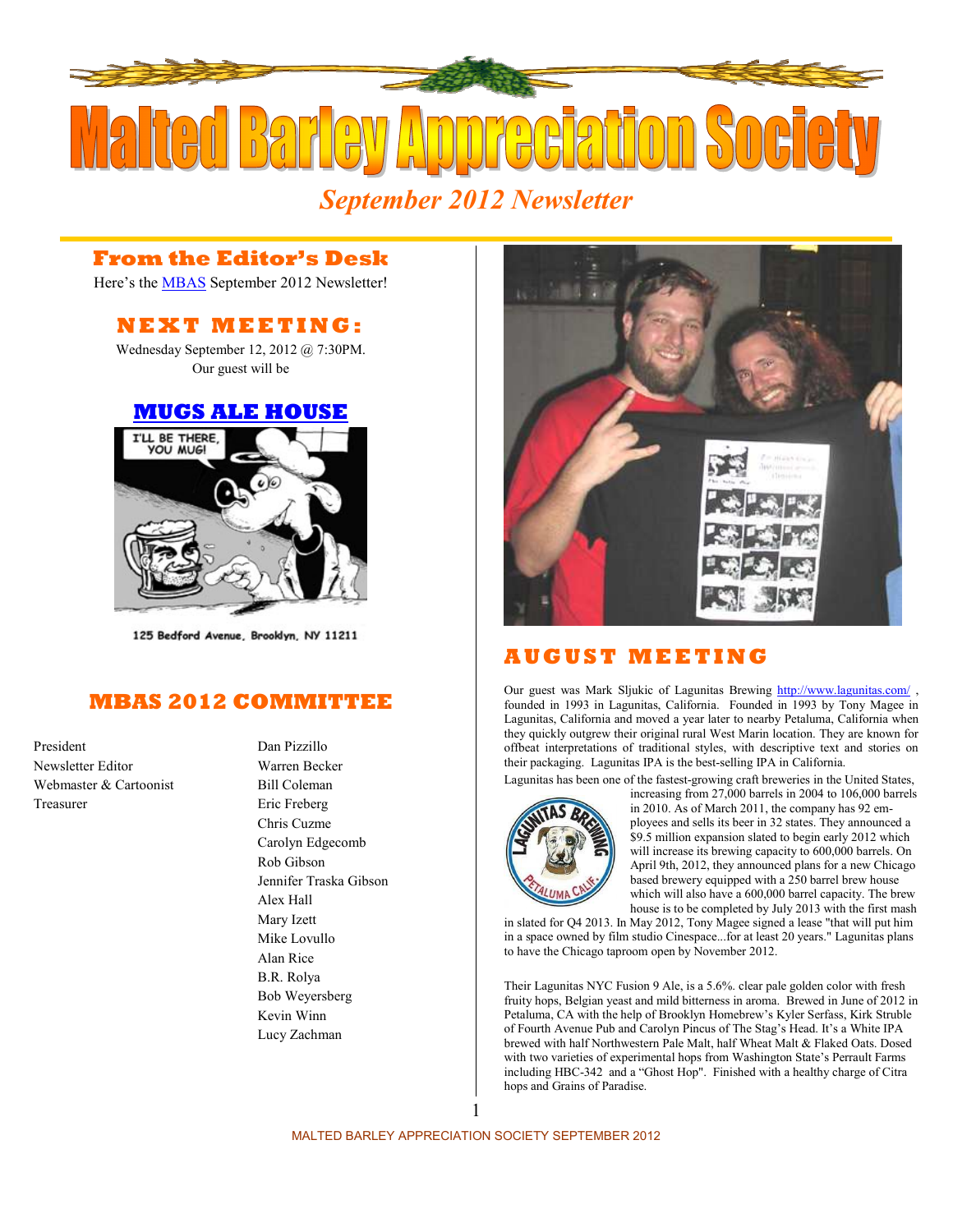# Malted Barley Appreciation Society

*September 2012 Newsletter*

## From the Editor's Desk

Here's the MBAS September 2012 Newsletter!

## NEXT MEETING:

Wednesday September 12, 2012 @ 7:30PM.
Our guest will be

## MUGS ALE HOUSE

125 Bedford Avenue, Brooklyn, NY 11211

## MBAS 2012 COMMITTEE

| | |
|---|---|
| President | Dan Pizzillo |
| Newsletter Editor | Warren Becker |
| Webmaster & Cartoonist | Bill Coleman |
| Treasurer | Eric Freberg |
| | Chris Cuzme |
| | Carolyn Edgecomb |
| | Rob Gibson |
| | Jennifer Traska Gibson |
| | Alex Hall |
| | Mary Izett |
| | Mike Lovullo |
| | Alan Rice |
| | B.R. Rolya |
| | Bob Weyersberg |
| | Kevin Winn |
| | Lucy Zachman |

## AUGUST MEETING

Our guest was Mark Sljukic of Lagunitas Brewing http://www.lagunitas.com/ , founded in 1993 in Lagunitas, California. Founded in 1993 by Tony Magee in Lagunitas, California and moved a year later to nearby Petaluma, California when they quickly outgrew their original rural West Marin location. They are known for offbeat interpretations of traditional styles, with descriptive text and stories on their packaging. Lagunitas IPA is the best-selling IPA in California.

Lagunitas has been one of the fastest-growing craft breweries in the United States, increasing from 27,000 barrels in 2004 to 106,000 barrels in 2010. As of March 2011, the company has 92 employees and sells its beer in 32 states. They announced a $9.5 million expansion slated to begin early 2012 which will increase its brewing capacity to 600,000 barrels. On April 9th, 2012, they announced plans for a new Chicago based brewery equipped with a 250 barrel brew house which will also have a 600,000 barrel capacity. The brew house is to be completed by July 2013 with the first mash in slated for Q4 2013. In May 2012, Tony Magee signed a lease "that will put him in a space owned by film studio Cinespace...for at least 20 years." Lagunitas plans to have the Chicago taproom open by November 2012.

Their Lagunitas NYC Fusion 9 Ale, is a 5.6%. clear pale golden color with fresh fruity hops, Belgian yeast and mild bitterness in aroma. Brewed in June of 2012 in Petaluma, CA with the help of Brooklyn Homebrew's Kyler Serfass, Kirk Struble of Fourth Avenue Pub and Carolyn Pincus of The Stag's Head. It's a White IPA brewed with half Northwestern Pale Malt, half Wheat Malt & Flaked Oats. Dosed with two varieties of experimental hops from Washington State's Perrault Farms including HBC-342 and a "Ghost Hop". Finished with a healthy charge of Citra hops and Grains of Paradise.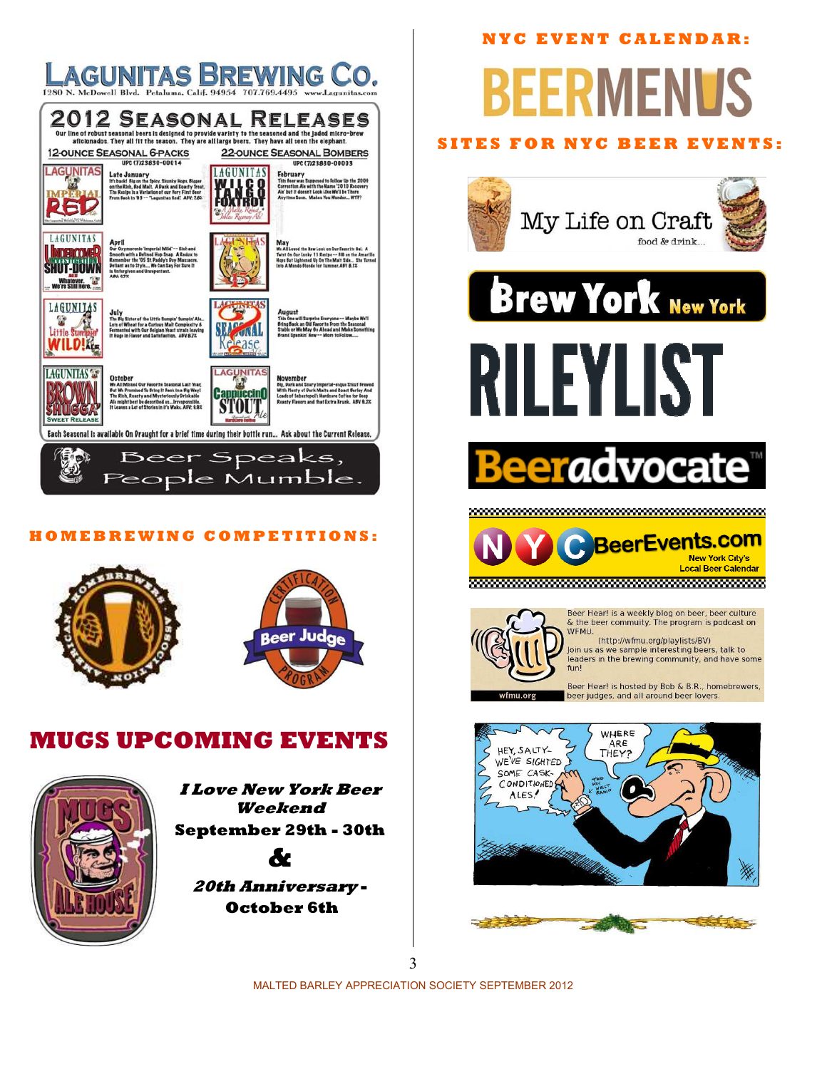# LAGUNITAS BREWING CO.

1280 N. McDowell Blvd. Petaluma, Calif. 94954 707.769.4495 www.Lagunitas.com

## 2012 SEASONAL RELEASES

Our line of robust seasonal beers is designed to provide variety to the seasoned and the jaded micro-brew aficionados. They all fit the season. They are all large beers. They have all seen the elephant.

**12-OUNCE SEASONAL 6-PACKS** UPC (7)23830-00014

**22-OUNCE SEASONAL BOMBERS** UPC (7)23830-00003

**Late January** — It's back! Big on the Spicy, Skunky Hops. Bigger on the Rich, Red Malt. A Dark and Roasty Treat. The Recipe is a Variation of our Very First Beer From Back in '93 -- "Lagunitas Red". ABV 7.8%

**February** — This Beer was Supposed to Follow Up the 2009 Correction Ale with the Name '2010 Recovery Ale' but it doesn't Look Like We'll be There Anytime Soon. Makes You Wonder... WTF?

**April** — Our Oxymoronic 'Imperial Mild' -- Rich and Smooth with a Defined Hop Snap. A Reduex to Remember the '05 St Paddy's Day Massacre. Defiant as to Style... We Can Say For Sure It is Unforgiven and Unrepentant. ABV: 9.7%

**May** — We All Loved the New Look on Our Favorite Gal. A Twist On Our Lucky 13 Recipe -- Hit on the Amarillo Hops But Lightened Up On The Malt Side... She Turned Into A Mondo Blonde For Summer. ABV 8.3%

**July** — The Big Sister of the Little Sumpin' Sumpin' Ale... Lots of Wheat for a Curious Malt Complexity & Fermented with Our Belgian Yeast strain leaving It Huge in Flavor and Satisfaction. ABV 8.7%

**August** — This One will Surprise Everyone -- Maybe We'll Bring Back an Old Favorite From the Seasonal Stable or We May Go Ahead and Make Something Brand Spankin' New -- More to Follow...

**October** — We All Missed Our Favorite Seasonal Last Year, But We Promised To Bring It Back In a Big Way! The Rich, Roasty and Mysteriously Drinkable Ale might best be described as... Irresponsible. It Leaves a Lot of Stories in It's Wake. ABV 9.9%

**November** — Big, Dark and Scary Imperial-esque Stout Brewed With Plenty of Dark Malts and Roast Barley And Loads of Sebastopol's Hardcore Coffee for Deep Roasty Flavors and that Extra Krunk. ABV 9.2%

Each Seasonal is available On Draught for a brief time during their bottle run... Ask about the Current Release.

Beer Speaks, People Mumble.

## HOMEBREWING COMPETITIONS:

## MUGS UPCOMING EVENTS

***I Love New York Beer Weekend***

**September 29th - 30th**

**&**

***20th Anniversary* - October 6th**

## NYC EVENT CALENDAR:

BEERMENUS

## SITES FOR NYC BEER EVENTS:

My Life on Craft food & drink...

Brew York New York

RILEYLIST

Beeradvocate

NYCBeerEvents.com New York City's Local Beer Calendar

Beer Hear! is a weekly blog on beer, beer culture & the beer community. The program is podcast on WFMU.
(http://wfmu.org/playlists/BV)
Join us as we sample interesting beers, talk to leaders in the brewing community, and have some fun!

Beer Hear! is hosted by Bob & B.R., homebrewers, beer judges, and all around beer lovers.

wfmu.org